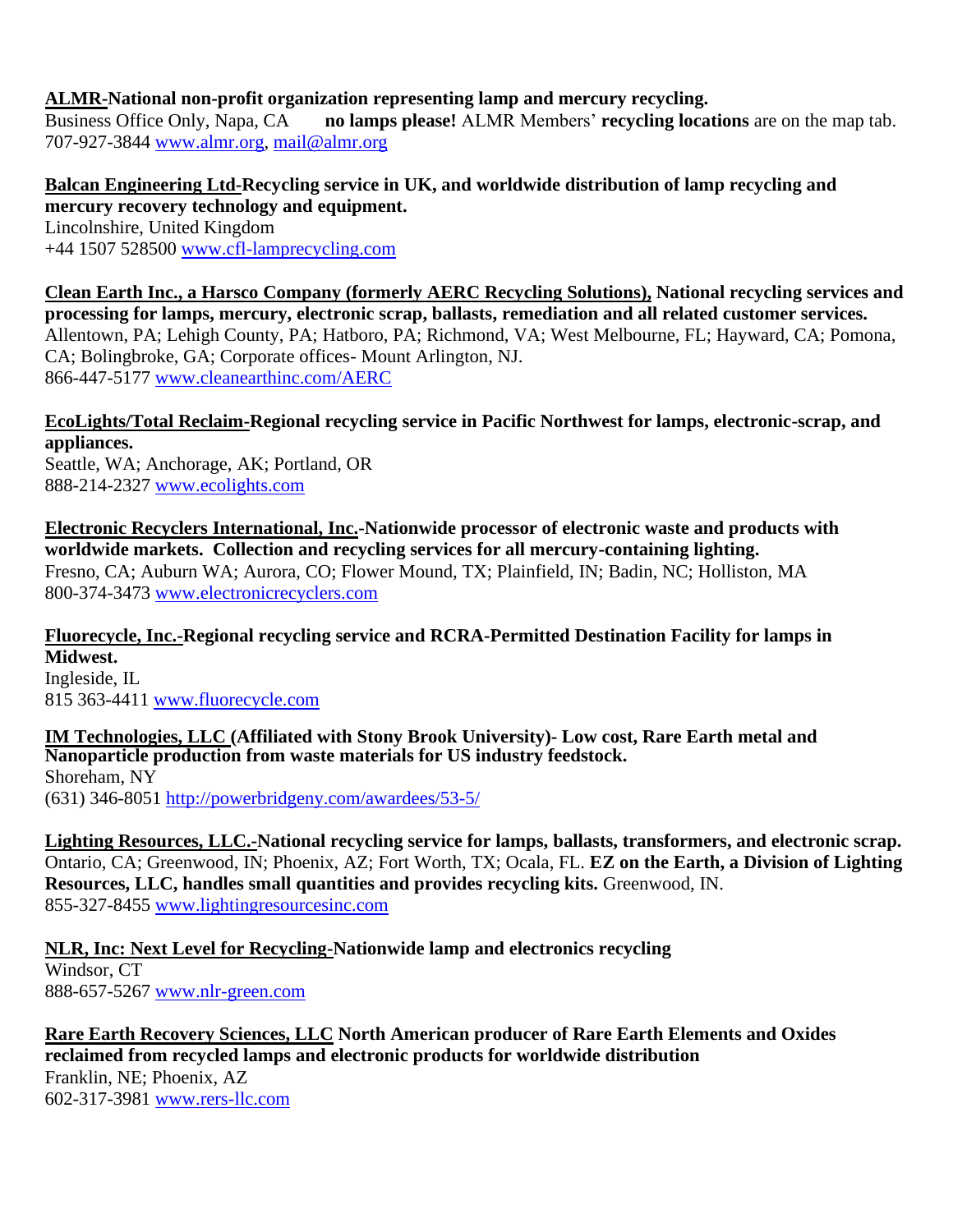**ALMR-National non-profit organization representing lamp and mercury recycling.**
Business Office Only, Napa, CA **no lamps please!** ALMR Members' **recycling locations** are on the map tab.
707-927-3844 www.almr.org, mail@almr.org

**Balcan Engineering Ltd-Recycling service in UK, and worldwide distribution of lamp recycling and mercury recovery technology and equipment.**
Lincolnshire, United Kingdom
+44 1507 528500 www.cfl-lamprecycling.com

**Clean Earth Inc., a Harsco Company (formerly AERC Recycling Solutions), National recycling services and processing for lamps, mercury, electronic scrap, ballasts, remediation and all related customer services.**
Allentown, PA; Lehigh County, PA; Hatboro, PA; Richmond, VA; West Melbourne, FL; Hayward, CA; Pomona, CA; Bolingbroke, GA; Corporate offices- Mount Arlington, NJ.
866-447-5177 www.cleanearthinc.com/AERC

**EcoLights/Total Reclaim-Regional recycling service in Pacific Northwest for lamps, electronic-scrap, and appliances.**
Seattle, WA; Anchorage, AK; Portland, OR
888-214-2327 www.ecolights.com

**Electronic Recyclers International, Inc.-Nationwide processor of electronic waste and products with worldwide markets. Collection and recycling services for all mercury-containing lighting.**
Fresno, CA; Auburn WA; Aurora, CO; Flower Mound, TX; Plainfield, IN; Badin, NC; Holliston, MA
800-374-3473 www.electronicrecyclers.com

**Fluorecycle, Inc.-Regional recycling service and RCRA-Permitted Destination Facility for lamps in Midwest.**
Ingleside, IL
815 363-4411 www.fluorecycle.com

**IM Technologies, LLC (Affiliated with Stony Brook University)- Low cost, Rare Earth metal and Nanoparticle production from waste materials for US industry feedstock.**
Shoreham, NY
(631) 346-8051 http://powerbridgeny.com/awardees/53-5/

**Lighting Resources, LLC.-National recycling service for lamps, ballasts, transformers, and electronic scrap.**
Ontario, CA; Greenwood, IN; Phoenix, AZ; Fort Worth, TX; Ocala, FL. **EZ on the Earth, a Division of Lighting Resources, LLC, handles small quantities and provides recycling kits.** Greenwood, IN.
855-327-8455 www.lightingresourcesinc.com

**NLR, Inc: Next Level for Recycling-Nationwide lamp and electronics recycling**
Windsor, CT
888-657-5267 www.nlr-green.com

**Rare Earth Recovery Sciences, LLC North American producer of Rare Earth Elements and Oxides reclaimed from recycled lamps and electronic products for worldwide distribution**
Franklin, NE; Phoenix, AZ
602-317-3981 www.rers-llc.com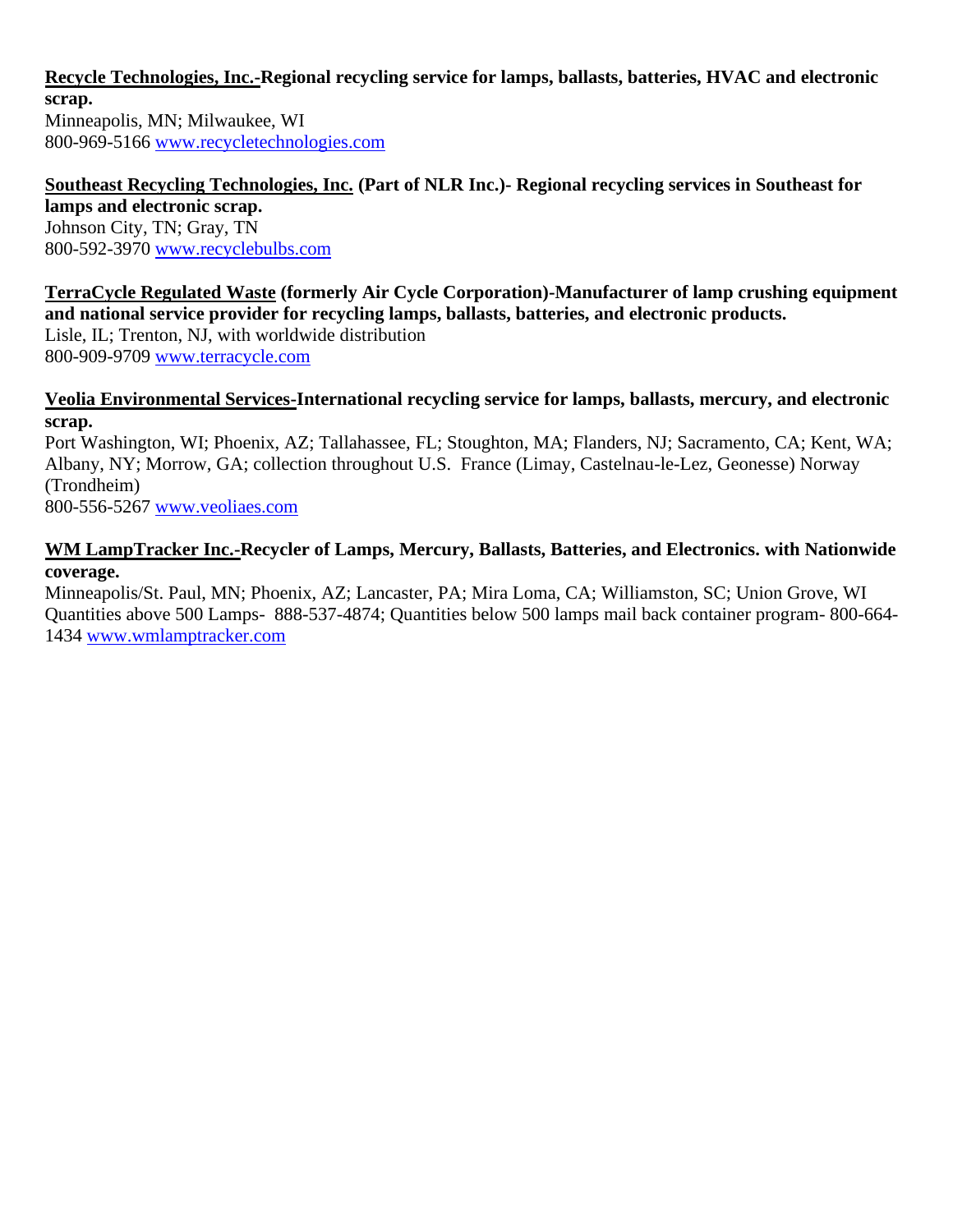**Recycle Technologies, Inc.-Regional recycling service for lamps, ballasts, batteries, HVAC and electronic scrap.**
Minneapolis, MN; Milwaukee, WI
800-969-5166 www.recycletechnologies.com

**Southeast Recycling Technologies, Inc. (Part of NLR Inc.)- Regional recycling services in Southeast for lamps and electronic scrap.**
Johnson City, TN; Gray, TN
800-592-3970 www.recyclebulbs.com

**TerraCycle Regulated Waste (formerly Air Cycle Corporation)-Manufacturer of lamp crushing equipment and national service provider for recycling lamps, ballasts, batteries, and electronic products.**
Lisle, IL; Trenton, NJ, with worldwide distribution
800-909-9709 www.terracycle.com

**Veolia Environmental Services-International recycling service for lamps, ballasts, mercury, and electronic scrap.**
Port Washington, WI; Phoenix, AZ; Tallahassee, FL; Stoughton, MA; Flanders, NJ; Sacramento, CA; Kent, WA; Albany, NY; Morrow, GA; collection throughout U.S. France (Limay, Castelnau-le-Lez, Geonesse) Norway (Trondheim)
800-556-5267 www.veoliaes.com

**WM LampTracker Inc.-Recycler of Lamps, Mercury, Ballasts, Batteries, and Electronics. with Nationwide coverage.**
Minneapolis/St. Paul, MN; Phoenix, AZ; Lancaster, PA; Mira Loma, CA; Williamston, SC; Union Grove, WI
Quantities above 500 Lamps- 888-537-4874; Quantities below 500 lamps mail back container program- 800-664-1434 www.wmlamptracker.com